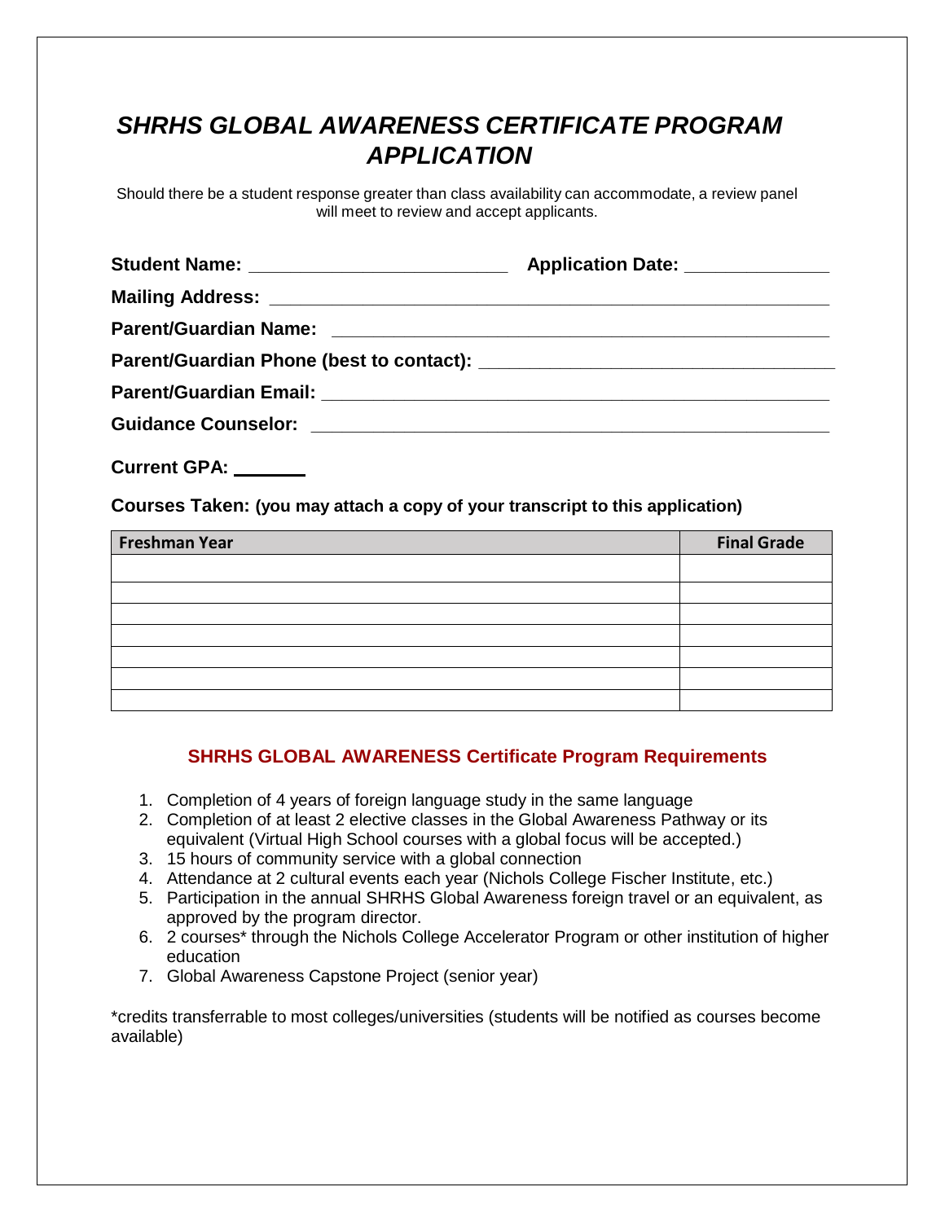# *SHRHS GLOBAL AWARENESS CERTIFICATE PROGRAM APPLICATION*

Should there be a student response greater than class availability can accommodate, a review panel will meet to review and accept applicants.

**Student Name:** ________________________ **Application Date:** ______________

**Mailing Address:** ______________________________________________________

**Parent/Guardian Name:** _________________________________________________

**Parent/Guardian Phone (best to contact):** ___________________________________

**Parent/Guardian Email:** _________________________________________________

**Guidance Counselor:** ___________________________________________________

**Current GPA:** _______

**Courses Taken: (you may attach a copy of your transcript to this application)**

| Freshman Year | Final Grade |
|---|---|
| | |
| | |
| | |
| | |
| | |
| | |
| | |

## SHRHS GLOBAL AWARENESS Certificate Program Requirements

1. Completion of 4 years of foreign language study in the same language
2. Completion of at least 2 elective classes in the Global Awareness Pathway or its equivalent (Virtual High School courses with a global focus will be accepted.)
3. 15 hours of community service with a global connection
4. Attendance at 2 cultural events each year (Nichols College Fischer Institute, etc.)
5. Participation in the annual SHRHS Global Awareness foreign travel or an equivalent, as approved by the program director.
6. 2 courses* through the Nichols College Accelerator Program or other institution of higher education
7. Global Awareness Capstone Project (senior year)

*credits transferrable to most colleges/universities (students will be notified as courses become available)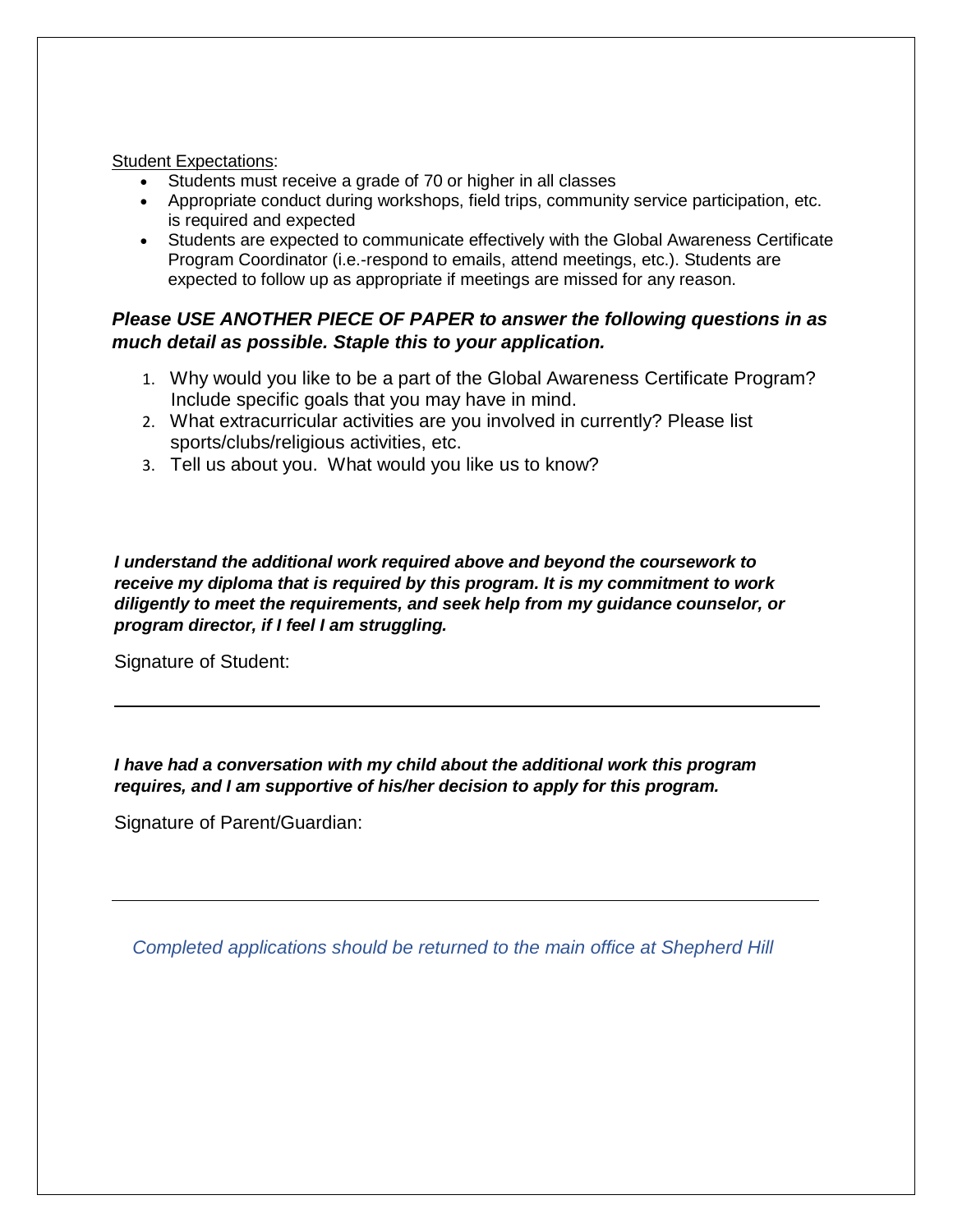<u>Student Expectations</u>:

- Students must receive a grade of 70 or higher in all classes
- Appropriate conduct during workshops, field trips, community service participation, etc. is required and expected
- Students are expected to communicate effectively with the Global Awareness Certificate Program Coordinator (i.e.-respond to emails, attend meetings, etc.). Students are expected to follow up as appropriate if meetings are missed for any reason.

***Please USE ANOTHER PIECE OF PAPER to answer the following questions in as much detail as possible. Staple this to your application.***

1. Why would you like to be a part of the Global Awareness Certificate Program? Include specific goals that you may have in mind.
2. What extracurricular activities are you involved in currently? Please list sports/clubs/religious activities, etc.
3. Tell us about you. What would you like us to know?

***I understand the additional work required above and beyond the coursework to receive my diploma that is required by this program. It is my commitment to work diligently to meet the requirements, and seek help from my guidance counselor, or program director, if I feel I am struggling.***

Signature of Student:

\_\_\_\_\_\_\_\_\_\_\_\_\_\_\_\_\_\_\_\_\_\_\_\_\_\_\_\_\_\_\_\_\_\_\_\_\_\_\_\_\_\_\_\_\_\_\_\_

***I have had a conversation with my child about the additional work this program requires, and I am supportive of his/her decision to apply for this program.***

Signature of Parent/Guardian:

\_\_\_\_\_\_\_\_\_\_\_\_\_\_\_\_\_\_\_\_\_\_\_\_\_\_\_\_\_\_\_\_\_\_\_\_\_\_\_\_\_\_\_\_\_\_\_\_

*Completed applications should be returned to the main office at Shepherd Hill*